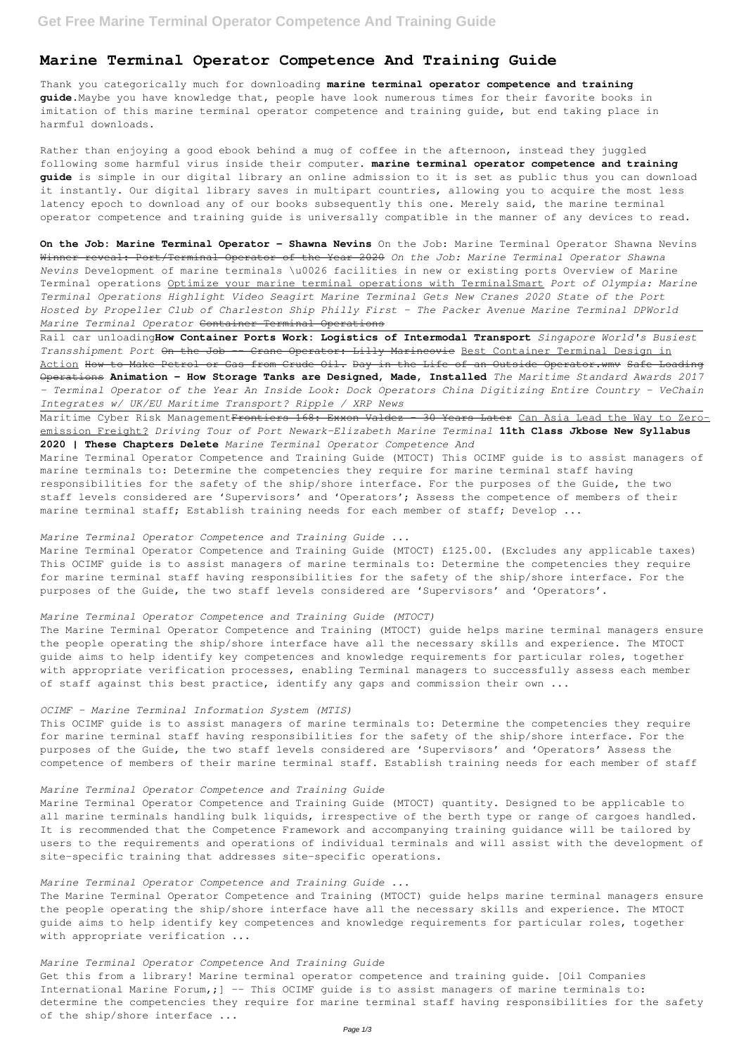# Marine Terminal Operator Competence And Training Guide

Thank you categorically much for downloading **marine terminal operator competence and training guide**.Maybe you have knowledge that, people have look numerous times for their favorite books in imitation of this marine terminal operator competence and training guide, but end taking place in harmful downloads.

Rather than enjoying a good ebook behind a mug of coffee in the afternoon, instead they juggled following some harmful virus inside their computer. **marine terminal operator competence and training guide** is simple in our digital library an online admission to it is set as public thus you can download it instantly. Our digital library saves in multipart countries, allowing you to acquire the most less latency epoch to download any of our books subsequently this one. Merely said, the marine terminal operator competence and training guide is universally compatible in the manner of any devices to read.

**On the Job: Marine Terminal Operator - Shawna Nevins** On the Job: Marine Terminal Operator Shawna Nevins Winner reveal: Port/Terminal Operator of the Year 2020 *On the Job: Marine Terminal Operator Shawna Nevins* Development of marine terminals \u0026 facilities in new or existing ports Overview of Marine Terminal operations Optimize your marine terminal operations with TerminalSmart *Port of Olympia: Marine Terminal Operations Highlight Video Seagirt Marine Terminal Gets New Cranes 2020 State of the Port Hosted by Propeller Club of Charleston Ship Philly First - The Packer Avenue Marine Terminal DPWorld Marine Terminal Operator* Container Terminal Operations

Rail car unloading**How Container Ports Work: Logistics of Intermodal Transport** *Singapore World's Busiest Transshipment Port* On the Job -- Crane Operator: Lilly Marincovic Best Container Terminal Design in Action How to Make Petrol or Gas from Crude Oil. Day in the Life of an Outside Operator.wmv Safe Loading Operations **Animation - How Storage Tanks are Designed, Made, Installed** *The Maritime Standard Awards 2017 - Terminal Operator of the Year An Inside Look: Dock Operators China Digitizing Entire Country - VeChain Integrates w/ UK/EU Maritime Transport? Ripple / XRP News*

Maritime Cyber Risk ManagementFrontiers 168: Exxon Valdez - 30 Years Later Can Asia Lead the Way to Zero-emission Freight? *Driving Tour of Port Newark-Elizabeth Marine Terminal* **11th Class Jkbose New Syllabus 2020 | These Chapters Delete** *Marine Terminal Operator Competence And*

Marine Terminal Operator Competence and Training Guide (MTOCT) This OCIMF guide is to assist managers of marine terminals to: Determine the competencies they require for marine terminal staff having responsibilities for the safety of the ship/shore interface. For the purposes of the Guide, the two staff levels considered are 'Supervisors' and 'Operators'; Assess the competence of members of their marine terminal staff; Establish training needs for each member of staff; Develop ...

*Marine Terminal Operator Competence and Training Guide ...*

Marine Terminal Operator Competence and Training Guide (MTOCT) £125.00. (Excludes any applicable taxes) This OCIMF guide is to assist managers of marine terminals to: Determine the competencies they require for marine terminal staff having responsibilities for the safety of the ship/shore interface. For the purposes of the Guide, the two staff levels considered are 'Supervisors' and 'Operators'.

*Marine Terminal Operator Competence and Training Guide (MTOCT)*

The Marine Terminal Operator Competence and Training (MTOCT) guide helps marine terminal managers ensure the people operating the ship/shore interface have all the necessary skills and experience. The MTOCT guide aims to help identify key competences and knowledge requirements for particular roles, together with appropriate verification processes, enabling Terminal managers to successfully assess each member of staff against this best practice, identify any gaps and commission their own ...

*OCIMF - Marine Terminal Information System (MTIS)*

This OCIMF guide is to assist managers of marine terminals to: Determine the competencies they require for marine terminal staff having responsibilities for the safety of the ship/shore interface. For the purposes of the Guide, the two staff levels considered are 'Supervisors' and 'Operators' Assess the competence of members of their marine terminal staff. Establish training needs for each member of staff

*Marine Terminal Operator Competence and Training Guide*

Marine Terminal Operator Competence and Training Guide (MTOCT) quantity. Designed to be applicable to all marine terminals handling bulk liquids, irrespective of the berth type or range of cargoes handled. It is recommended that the Competence Framework and accompanying training guidance will be tailored by users to the requirements and operations of individual terminals and will assist with the development of site-specific training that addresses site-specific operations.

*Marine Terminal Operator Competence and Training Guide ...*

The Marine Terminal Operator Competence and Training (MTOCT) guide helps marine terminal managers ensure the people operating the ship/shore interface have all the necessary skills and experience. The MTOCT guide aims to help identify key competences and knowledge requirements for particular roles, together with appropriate verification ...

*Marine Terminal Operator Competence And Training Guide*

Get this from a library! Marine terminal operator competence and training guide. [Oil Companies International Marine Forum,;] -- This OCIMF guide is to assist managers of marine terminals to: determine the competencies they require for marine terminal staff having responsibilities for the safety of the ship/shore interface ...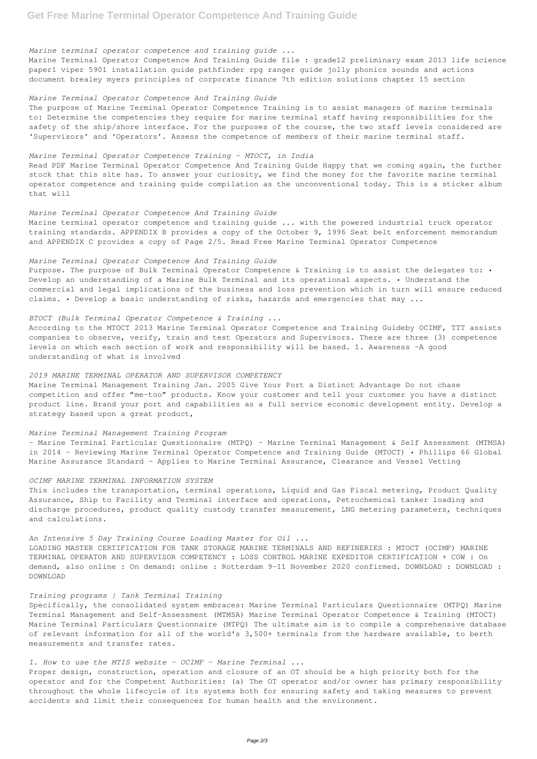*Marine terminal operator competence and training guide ...*

Marine Terminal Operator Competence And Training Guide file : grade12 preliminary exam 2013 life science paper1 viper 5901 installation guide pathfinder rpg ranger guide jolly phonics sounds and actions document brealey myers principles of corporate finance 7th edition solutions chapter 15 section

*Marine Terminal Operator Competence And Training Guide*

The purpose of Marine Terminal Operator Competence Training is to assist managers of marine terminals to: Determine the competencies they require for marine terminal staff having responsibilities for the safety of the ship/shore interface. For the purposes of the course, the two staff levels considered are 'Supervisors' and 'Operators'. Assess the competence of members of their marine terminal staff.

*Marine Terminal Operator Competence Training - MTOCT, in India*

Read PDF Marine Terminal Operator Competence And Training Guide Happy that we coming again, the further stock that this site has. To answer your curiosity, we find the money for the favorite marine terminal operator competence and training guide compilation as the unconventional today. This is a sticker album that will

*Marine Terminal Operator Competence And Training Guide*

Marine terminal operator competence and training guide ... with the powered industrial truck operator training standards. APPENDIX B provides a copy of the October 9, 1996 Seat belt enforcement memorandum and APPENDIX C provides a copy of Page 2/5. Read Free Marine Terminal Operator Competence

*Marine Terminal Operator Competence And Training Guide*

Purpose. The purpose of Bulk Terminal Operator Competence & Training is to assist the delegates to: • Develop an understanding of a Marine Bulk Terminal and its operational aspects. • Understand the commercial and legal implications of the business and loss prevention which in turn will ensure reduced claims. • Develop a basic understanding of risks, hazards and emergencies that may ...

*BTOCT (Bulk Terminal Operator Competence & Training ...*

According to the MTOCT 2013 Marine Terminal Operator Competence and Training Guideby OCIMF, TTT assists companies to observe, verify, train and test Operators and Supervisors. There are three (3) competence levels on which each section of work and responsibility will be based. 1. Awareness –A good understanding of what is involved

*2019 MARINE TERMINAL OPERATOR AND SUPERVISOR COMPETENCY*

Marine Terminal Management Training Jan. 2005 Give Your Port a Distinct Advantage Do not chase competition and offer "me-too" products. Know your customer and tell your customer you have a distinct product line. Brand your port and capabilities as a full service economic development entity. Develop a strategy based upon a great product,

*Marine Terminal Management Training Program*

– Marine Terminal Particular Questionnaire (MTPQ) – Marine Terminal Management & Self Assessment (MTMSA) in 2014 – Reviewing Marine Terminal Operator Competence and Training Guide (MTOCT) • Phillips 66 Global Marine Assurance Standard – Applies to Marine Terminal Assurance, Clearance and Vessel Vetting

*OCIMF MARINE TERMINAL INFORMATION SYSTEM*

This includes the transportation, terminal operations, Liquid and Gas Fiscal metering, Product Quality Assurance, Ship to Facility and Terminal interface and operations, Petrochemical tanker loading and discharge procedures, product quality custody transfer measurement, LNG metering parameters, techniques and calculations.

*An Intensive 5 Day Training Course Loading Master for Oil ...*

LOADING MASTER CERTIFICATION FOR TANK STORAGE MARINE TERMINALS AND REFINERIES : MTOCT (OCIMF) MARINE TERMINAL OPERATOR AND SUPERVISOR COMPETENCY : LOSS CONTROL MARINE EXPEDITOR CERTIFICATION + COW : On demand, also online : On demand: online : Rotterdam 9-11 November 2020 confirmed. DOWNLOAD : DOWNLOAD : DOWNLOAD

*Training programs | Tank Terminal Training*

Specifically, the consolidated system embraces: Marine Terminal Particulars Questionnaire (MTPQ) Marine Terminal Management and Self-Assessment (MTMSA) Marine Terminal Operator Competence & Training (MTOCT) Marine Terminal Particulars Questionnaire (MTPQ) The ultimate aim is to compile a comprehensive database of relevant information for all of the world's 3,500+ terminals from the hardware available, to berth measurements and transfer rates.

*1. How to use the MTIS website - OCIMF - Marine Terminal ...*

Proper design, construction, operation and closure of an OT should be a high priority both for the operator and for the Competent Authorities: (a) The OT operator and/or owner has primary responsibility throughout the whole lifecycle of its systems both for ensuring safety and taking measures to prevent accidents and limit their consequences for human health and the environment.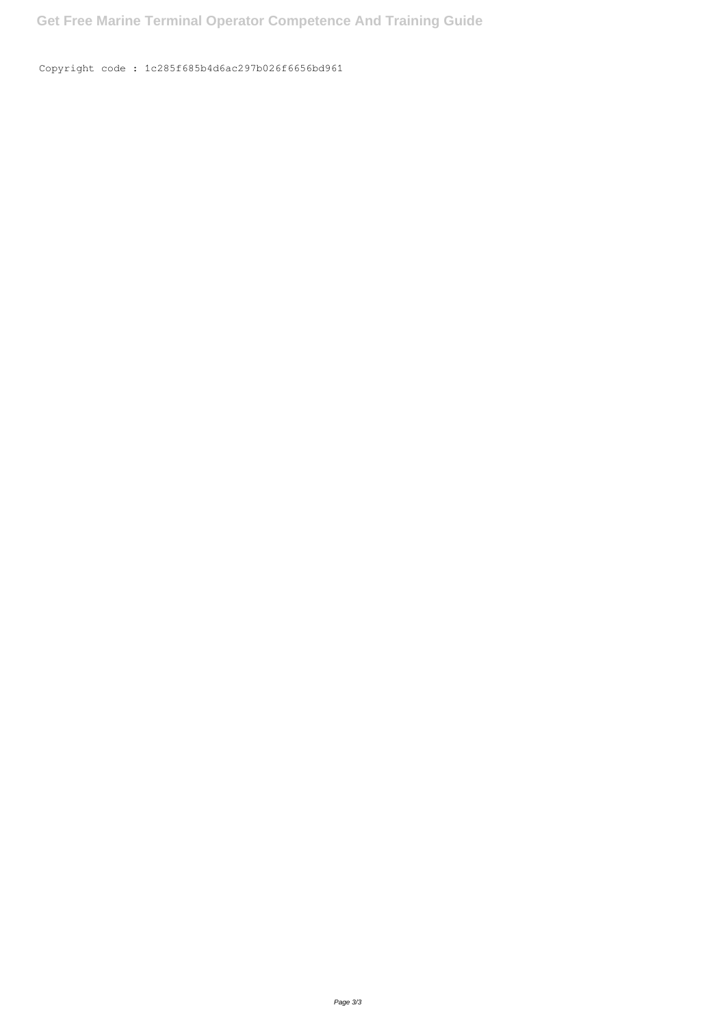Copyright code : 1c285f685b4d6ac297b026f6656bd961